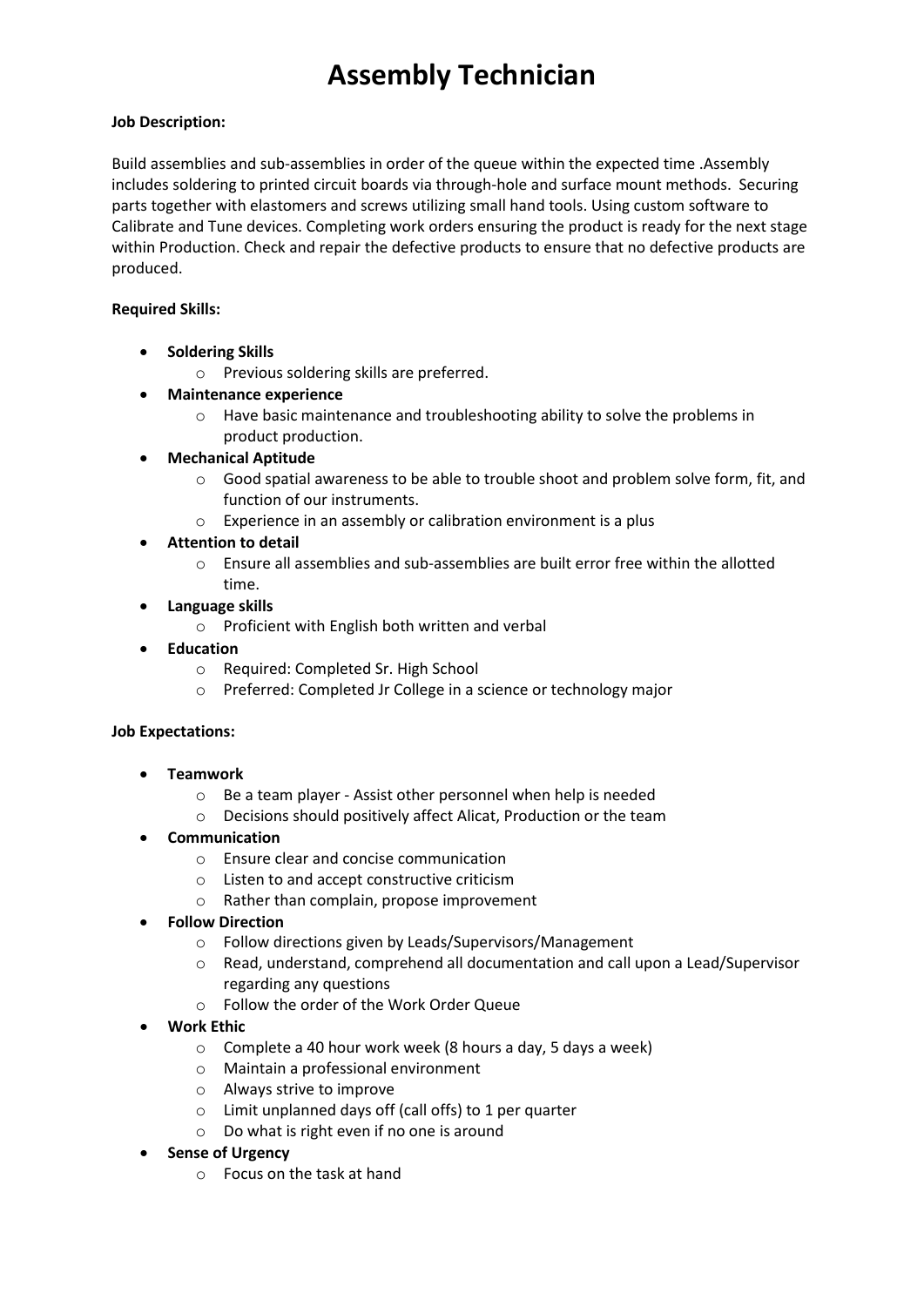# Assembly Technician

**Job Description:**

Build assemblies and sub-assemblies in order of the queue within the expected time .Assembly includes soldering to printed circuit boards via through-hole and surface mount methods. Securing parts together with elastomers and screws utilizing small hand tools. Using custom software to Calibrate and Tune devices. Completing work orders ensuring the product is ready for the next stage within Production. Check and repair the defective products to ensure that no defective products are produced.

**Required Skills:**

- **Soldering Skills**
  - Previous soldering skills are preferred.
- **Maintenance experience**
  - Have basic maintenance and troubleshooting ability to solve the problems in product production.
- **Mechanical Aptitude**
  - Good spatial awareness to be able to trouble shoot and problem solve form, fit, and function of our instruments.
  - Experience in an assembly or calibration environment is a plus
- **Attention to detail**
  - Ensure all assemblies and sub-assemblies are built error free within the allotted time.
- **Language skills**
  - Proficient with English both written and verbal
- **Education**
  - Required: Completed Sr. High School
  - Preferred: Completed Jr College in a science or technology major

**Job Expectations:**

- **Teamwork**
  - Be a team player - Assist other personnel when help is needed
  - Decisions should positively affect Alicat, Production or the team
- **Communication**
  - Ensure clear and concise communication
  - Listen to and accept constructive criticism
  - Rather than complain, propose improvement
- **Follow Direction**
  - Follow directions given by Leads/Supervisors/Management
  - Read, understand, comprehend all documentation and call upon a Lead/Supervisor regarding any questions
  - Follow the order of the Work Order Queue
- **Work Ethic**
  - Complete a 40 hour work week (8 hours a day, 5 days a week)
  - Maintain a professional environment
  - Always strive to improve
  - Limit unplanned days off (call offs) to 1 per quarter
  - Do what is right even if no one is around
- **Sense of Urgency**
  - Focus on the task at hand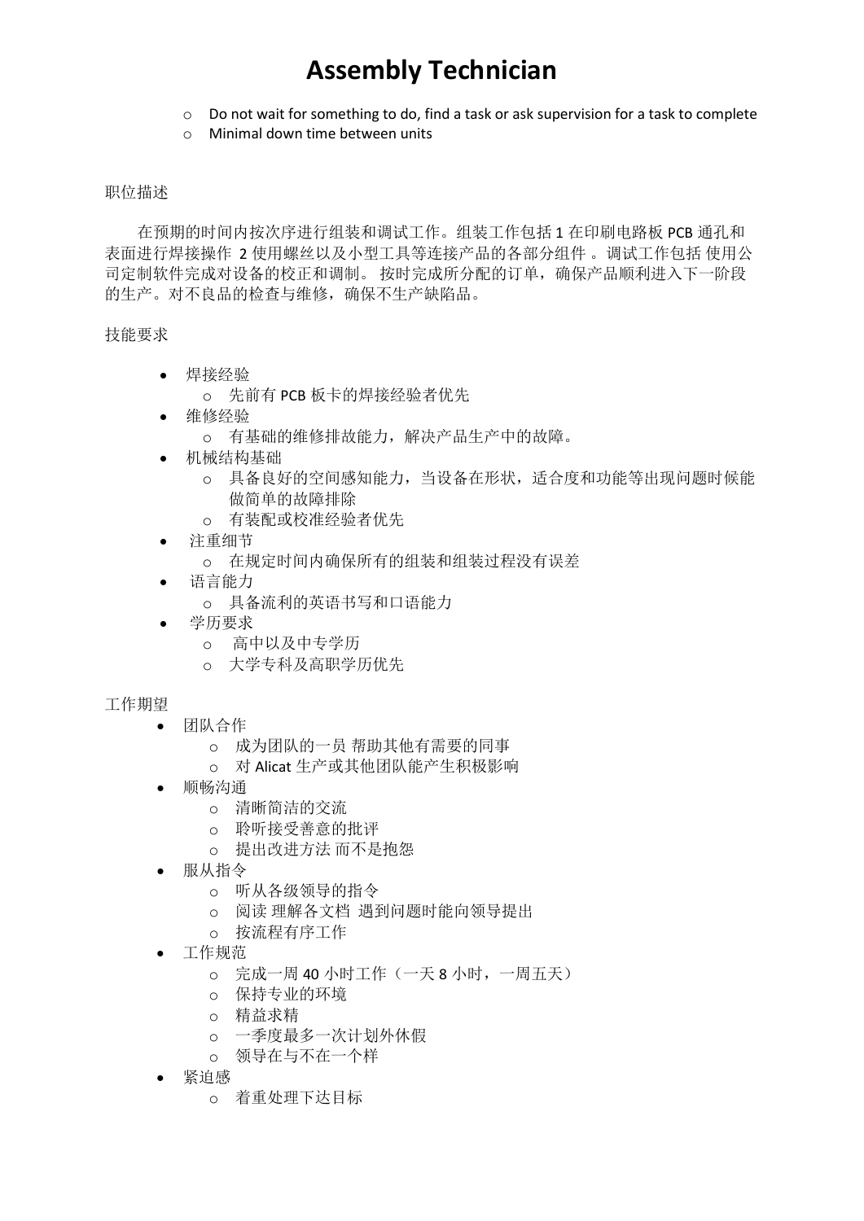# Assembly Technician

- Do not wait for something to do, find a task or ask supervision for a task to complete
- Minimal down time between units

职位描述

在预期的时间内按次序进行组装和调试工作。组装工作包括 1 在印刷电路板 PCB 通孔和表面进行焊接操作 2 使用螺丝以及小型工具等连接产品的各部分组件 。调试工作包括 使用公司定制软件完成对设备的校正和调制。 按时完成所分配的订单，确保产品顺利进入下一阶段的生产。对不良品的检查与维修，确保不生产缺陷品。

技能要求

- 焊接经验
  - 先前有 PCB 板卡的焊接经验者优先
- 维修经验
  - 有基础的维修排故能力，解决产品生产中的故障。
- 机械结构基础
  - 具备良好的空间感知能力，当设备在形状，适合度和功能等出现问题时候能做简单的故障排除
  - 有装配或校准经验者优先
- 注重细节
  - 在规定时间内确保所有的组装和组装过程没有误差
- 语言能力
  - 具备流利的英语书写和口语能力
- 学历要求
  - 高中以及中专学历
  - 大学专科及高职学历优先

工作期望

- 团队合作
  - 成为团队的一员 帮助其他有需要的同事
  - 对 Alicat 生产或其他团队能产生积极影响
- 顺畅沟通
  - 清晰简洁的交流
  - 聆听接受善意的批评
  - 提出改进方法 而不是抱怨
- 服从指令
  - 听从各级领导的指令
  - 阅读 理解各文档 遇到问题时能向领导提出
  - 按流程有序工作
- 工作规范
  - 完成一周 40 小时工作（一天 8 小时，一周五天）
  - 保持专业的环境
  - 精益求精
  - 一季度最多一次计划外休假
  - 领导在与不在一个样
- 紧迫感
  - 着重处理下达目标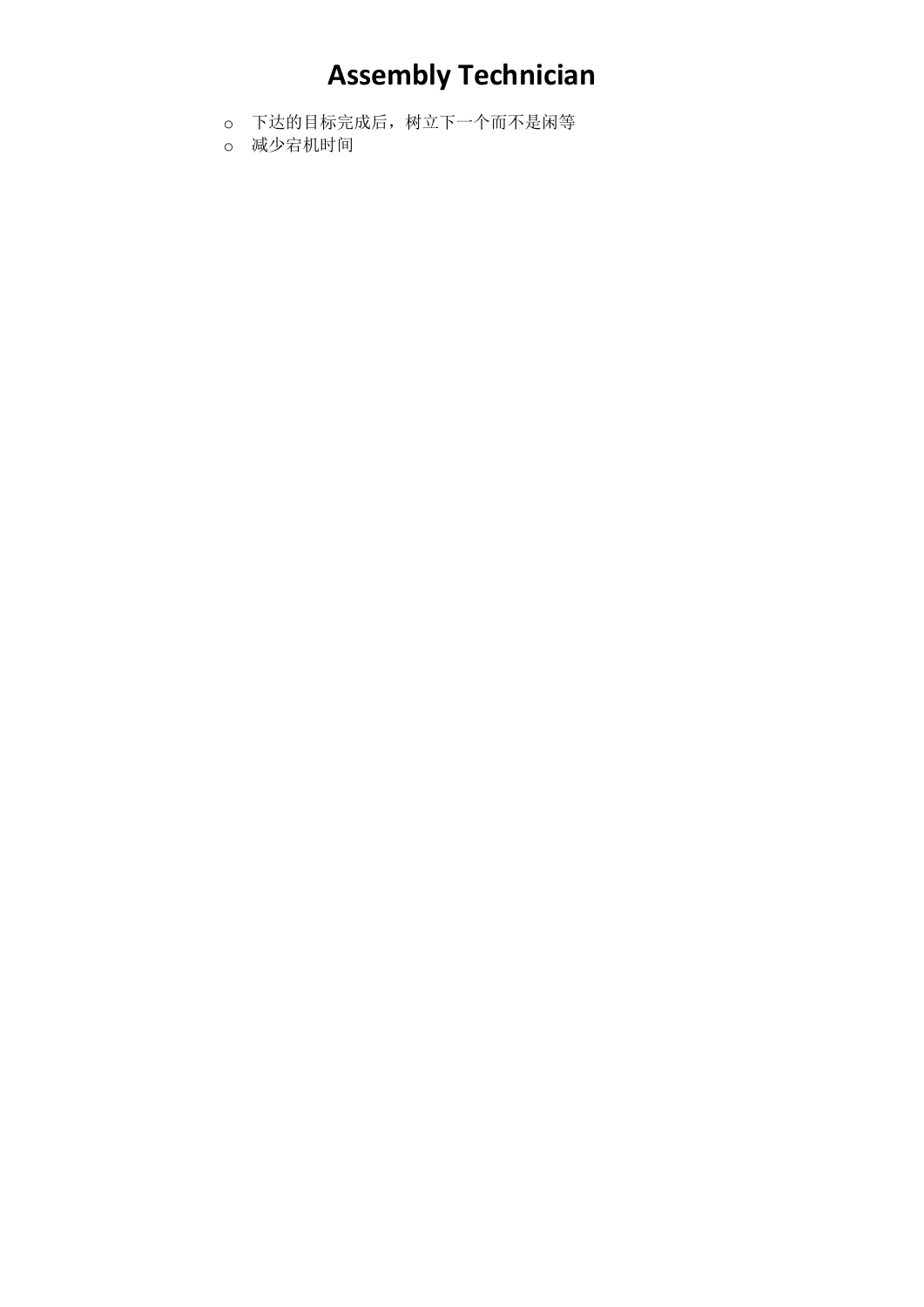# Assembly Technician

- 下达的目标完成后，树立下一个而不是闲等
- 减少宕机时间